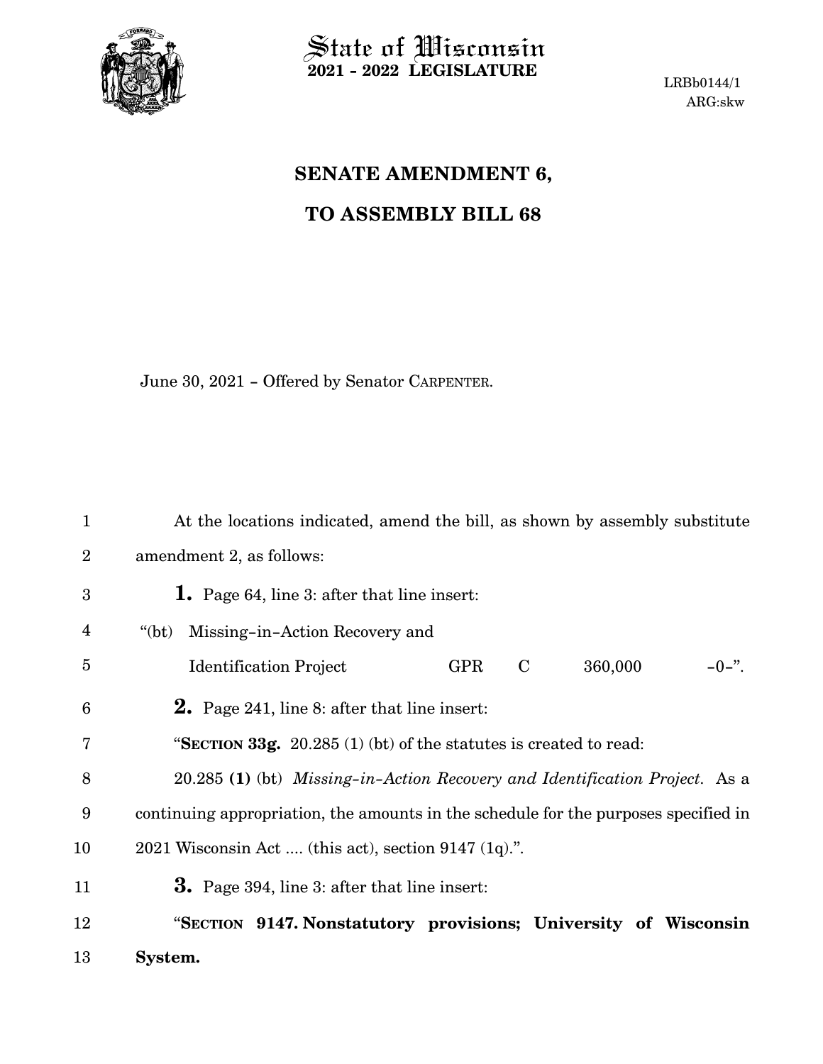State of Wisconsin
**2021 - 2022 LEGISLATURE**

LRBb0144/1
ARG:skw

# SENATE AMENDMENT 6,

# TO ASSEMBLY BILL 68

June 30, 2021 – Offered by Senator CARPENTER.

At the locations indicated, amend the bill, as shown by assembly substitute amendment 2, as follows:

**1.** Page 64, line 3: after that line insert:

| | | | | |
|---|---|---|---|---|
| "(bt) Missing-in-Action Recovery and Identification Project | GPR | C | 360,000 | -0-". |

**2.** Page 241, line 8: after that line insert:

"**SECTION 33g.** 20.285 (1) (bt) of the statutes is created to read:

20.285 **(1)** (bt) *Missing-in-Action Recovery and Identification Project.* As a continuing appropriation, the amounts in the schedule for the purposes specified in 2021 Wisconsin Act .... (this act), section 9147 (1q).".

**3.** Page 394, line 3: after that line insert:

"**SECTION 9147. Nonstatutory provisions; University of Wisconsin System.**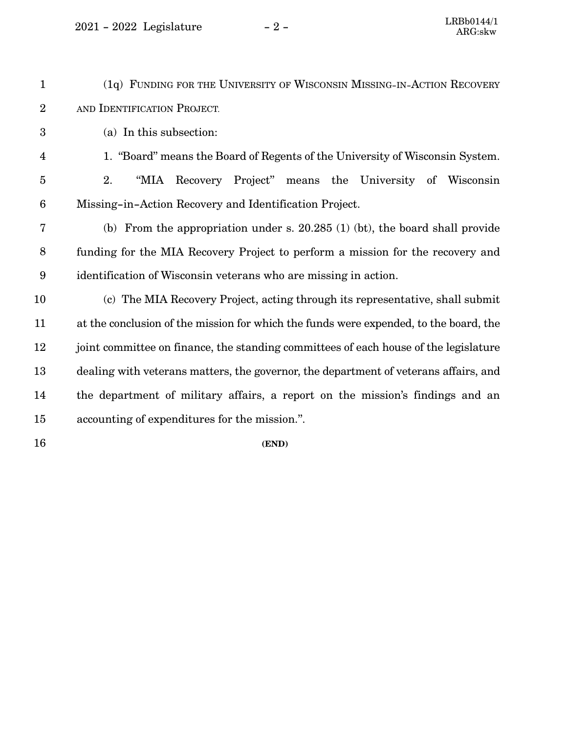(1q) FUNDING FOR THE UNIVERSITY OF WISCONSIN MISSING-IN-ACTION RECOVERY AND IDENTIFICATION PROJECT.

(a) In this subsection:

1. "Board" means the Board of Regents of the University of Wisconsin System.

2. "MIA Recovery Project" means the University of Wisconsin Missing-in-Action Recovery and Identification Project.

(b) From the appropriation under s. 20.285 (1) (bt), the board shall provide funding for the MIA Recovery Project to perform a mission for the recovery and identification of Wisconsin veterans who are missing in action.

(c) The MIA Recovery Project, acting through its representative, shall submit at the conclusion of the mission for which the funds were expended, to the board, the joint committee on finance, the standing committees of each house of the legislature dealing with veterans matters, the governor, the department of veterans affairs, and the department of military affairs, a report on the mission's findings and an accounting of expenditures for the mission.".

**(END)**